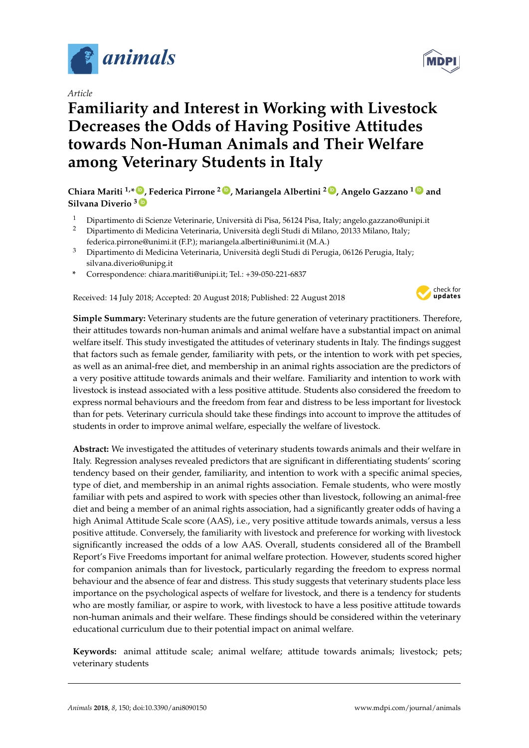*Article*

# Familiarity and Interest in Working with Livestock Decreases the Odds of Having Positive Attitudes towards Non-Human Animals and Their Welfare among Veterinary Students in Italy

**Chiara Mariti [1,*], Federica Pirrone [2], Mariangela Albertini [2], Angelo Gazzano [1] and Silvana Diverio [3]**

[1] Dipartimento di Scienze Veterinarie, Università di Pisa, 56124 Pisa, Italy; angelo.gazzano@unipi.it

[2] Dipartimento di Medicina Veterinaria, Università degli Studi di Milano, 20133 Milano, Italy; federica.pirrone@unimi.it (F.P.); mariangela.albertini@unimi.it (M.A.)

[3] Dipartimento di Medicina Veterinaria, Università degli Studi di Perugia, 06126 Perugia, Italy; silvana.diverio@unipg.it

\* Correspondence: chiara.mariti@unipi.it; Tel.: +39-050-221-6837

Received: 14 July 2018; Accepted: 20 August 2018; Published: 22 August 2018

**Simple Summary:** Veterinary students are the future generation of veterinary practitioners. Therefore, their attitudes towards non-human animals and animal welfare have a substantial impact on animal welfare itself. This study investigated the attitudes of veterinary students in Italy. The findings suggest that factors such as female gender, familiarity with pets, or the intention to work with pet species, as well as an animal-free diet, and membership in an animal rights association are the predictors of a very positive attitude towards animals and their welfare. Familiarity and intention to work with livestock is instead associated with a less positive attitude. Students also considered the freedom to express normal behaviours and the freedom from fear and distress to be less important for livestock than for pets. Veterinary curricula should take these findings into account to improve the attitudes of students in order to improve animal welfare, especially the welfare of livestock.

**Abstract:** We investigated the attitudes of veterinary students towards animals and their welfare in Italy. Regression analyses revealed predictors that are significant in differentiating students' scoring tendency based on their gender, familiarity, and intention to work with a specific animal species, type of diet, and membership in an animal rights association. Female students, who were mostly familiar with pets and aspired to work with species other than livestock, following an animal-free diet and being a member of an animal rights association, had a significantly greater odds of having a high Animal Attitude Scale score (AAS), i.e., very positive attitude towards animals, versus a less positive attitude. Conversely, the familiarity with livestock and preference for working with livestock significantly increased the odds of a low AAS. Overall, students considered all of the Brambell Report's Five Freedoms important for animal welfare protection. However, students scored higher for companion animals than for livestock, particularly regarding the freedom to express normal behaviour and the absence of fear and distress. This study suggests that veterinary students place less importance on the psychological aspects of welfare for livestock, and there is a tendency for students who are mostly familiar, or aspire to work, with livestock to have a less positive attitude towards non-human animals and their welfare. These findings should be considered within the veterinary educational curriculum due to their potential impact on animal welfare.

**Keywords:** animal attitude scale; animal welfare; attitude towards animals; livestock; pets; veterinary students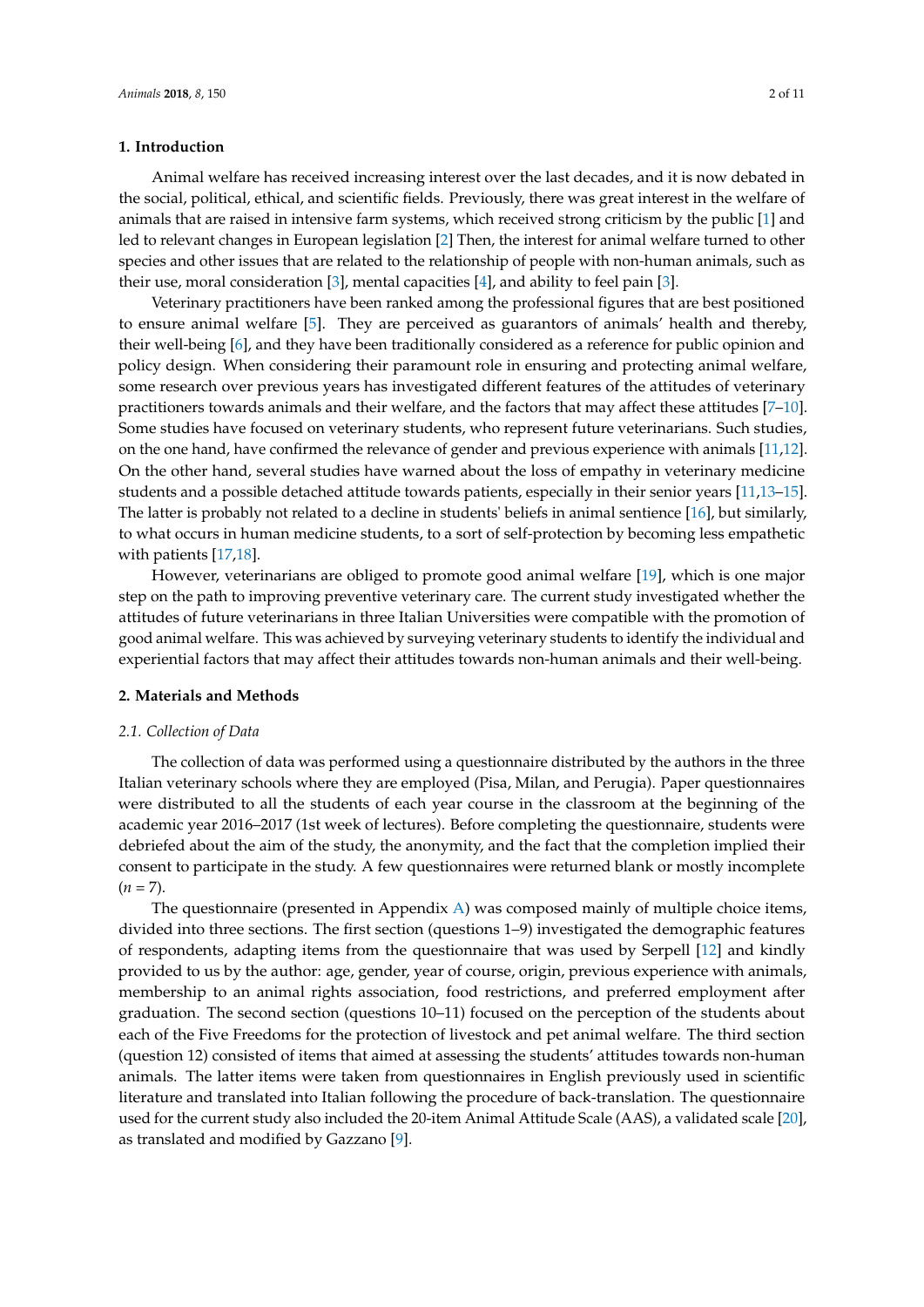## 1. Introduction

Animal welfare has received increasing interest over the last decades, and it is now debated in the social, political, ethical, and scientific fields. Previously, there was great interest in the welfare of animals that are raised in intensive farm systems, which received strong criticism by the public [1] and led to relevant changes in European legislation [2] Then, the interest for animal welfare turned to other species and other issues that are related to the relationship of people with non-human animals, such as their use, moral consideration [3], mental capacities [4], and ability to feel pain [3].

Veterinary practitioners have been ranked among the professional figures that are best positioned to ensure animal welfare [5]. They are perceived as guarantors of animals' health and thereby, their well-being [6], and they have been traditionally considered as a reference for public opinion and policy design. When considering their paramount role in ensuring and protecting animal welfare, some research over previous years has investigated different features of the attitudes of veterinary practitioners towards animals and their welfare, and the factors that may affect these attitudes [7–10]. Some studies have focused on veterinary students, who represent future veterinarians. Such studies, on the one hand, have confirmed the relevance of gender and previous experience with animals [11,12]. On the other hand, several studies have warned about the loss of empathy in veterinary medicine students and a possible detached attitude towards patients, especially in their senior years [11,13–15]. The latter is probably not related to a decline in students' beliefs in animal sentience [16], but similarly, to what occurs in human medicine students, to a sort of self-protection by becoming less empathetic with patients [17,18].

However, veterinarians are obliged to promote good animal welfare [19], which is one major step on the path to improving preventive veterinary care. The current study investigated whether the attitudes of future veterinarians in three Italian Universities were compatible with the promotion of good animal welfare. This was achieved by surveying veterinary students to identify the individual and experiential factors that may affect their attitudes towards non-human animals and their well-being.

## 2. Materials and Methods

### *2.1. Collection of Data*

The collection of data was performed using a questionnaire distributed by the authors in the three Italian veterinary schools where they are employed (Pisa, Milan, and Perugia). Paper questionnaires were distributed to all the students of each year course in the classroom at the beginning of the academic year 2016–2017 (1st week of lectures). Before completing the questionnaire, students were debriefed about the aim of the study, the anonymity, and the fact that the completion implied their consent to participate in the study. A few questionnaires were returned blank or mostly incomplete ($n = 7$).

The questionnaire (presented in Appendix A) was composed mainly of multiple choice items, divided into three sections. The first section (questions 1–9) investigated the demographic features of respondents, adapting items from the questionnaire that was used by Serpell [12] and kindly provided to us by the author: age, gender, year of course, origin, previous experience with animals, membership to an animal rights association, food restrictions, and preferred employment after graduation. The second section (questions 10–11) focused on the perception of the students about each of the Five Freedoms for the protection of livestock and pet animal welfare. The third section (question 12) consisted of items that aimed at assessing the students' attitudes towards non-human animals. The latter items were taken from questionnaires in English previously used in scientific literature and translated into Italian following the procedure of back-translation. The questionnaire used for the current study also included the 20-item Animal Attitude Scale (AAS), a validated scale [20], as translated and modified by Gazzano [9].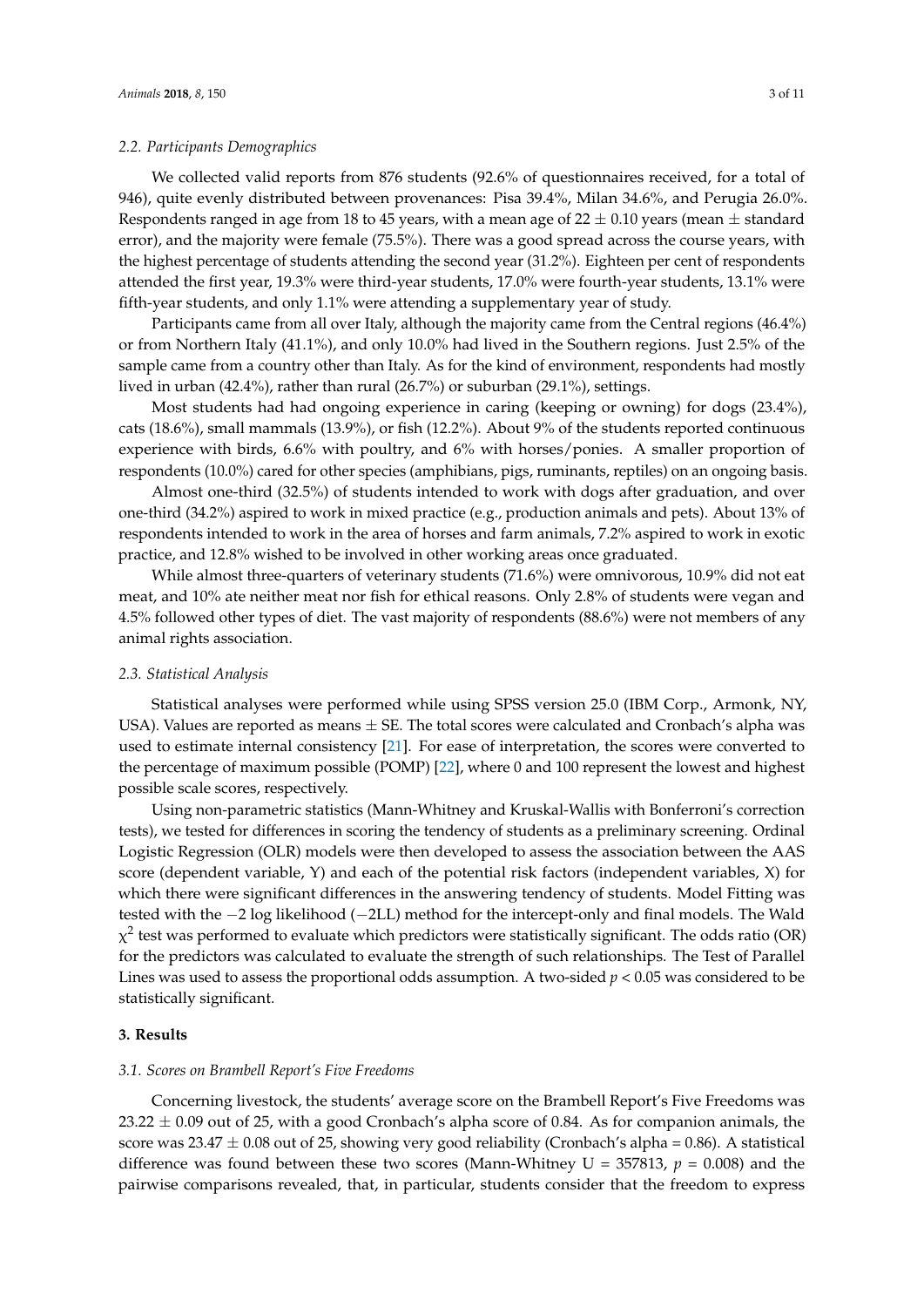### 2.2. Participants Demographics

We collected valid reports from 876 students (92.6% of questionnaires received, for a total of 946), quite evenly distributed between provenances: Pisa 39.4%, Milan 34.6%, and Perugia 26.0%. Respondents ranged in age from 18 to 45 years, with a mean age of 22 ± 0.10 years (mean ± standard error), and the majority were female (75.5%). There was a good spread across the course years, with the highest percentage of students attending the second year (31.2%). Eighteen per cent of respondents attended the first year, 19.3% were third-year students, 17.0% were fourth-year students, 13.1% were fifth-year students, and only 1.1% were attending a supplementary year of study.

Participants came from all over Italy, although the majority came from the Central regions (46.4%) or from Northern Italy (41.1%), and only 10.0% had lived in the Southern regions. Just 2.5% of the sample came from a country other than Italy. As for the kind of environment, respondents had mostly lived in urban (42.4%), rather than rural (26.7%) or suburban (29.1%), settings.

Most students had had ongoing experience in caring (keeping or owning) for dogs (23.4%), cats (18.6%), small mammals (13.9%), or fish (12.2%). About 9% of the students reported continuous experience with birds, 6.6% with poultry, and 6% with horses/ponies. A smaller proportion of respondents (10.0%) cared for other species (amphibians, pigs, ruminants, reptiles) on an ongoing basis.

Almost one-third (32.5%) of students intended to work with dogs after graduation, and over one-third (34.2%) aspired to work in mixed practice (e.g., production animals and pets). About 13% of respondents intended to work in the area of horses and farm animals, 7.2% aspired to work in exotic practice, and 12.8% wished to be involved in other working areas once graduated.

While almost three-quarters of veterinary students (71.6%) were omnivorous, 10.9% did not eat meat, and 10% ate neither meat nor fish for ethical reasons. Only 2.8% of students were vegan and 4.5% followed other types of diet. The vast majority of respondents (88.6%) were not members of any animal rights association.

### 2.3. Statistical Analysis

Statistical analyses were performed while using SPSS version 25.0 (IBM Corp., Armonk, NY, USA). Values are reported as means ± SE. The total scores were calculated and Cronbach's alpha was used to estimate internal consistency [21]. For ease of interpretation, the scores were converted to the percentage of maximum possible (POMP) [22], where 0 and 100 represent the lowest and highest possible scale scores, respectively.

Using non-parametric statistics (Mann-Whitney and Kruskal-Wallis with Bonferroni's correction tests), we tested for differences in scoring the tendency of students as a preliminary screening. Ordinal Logistic Regression (OLR) models were then developed to assess the association between the AAS score (dependent variable, Y) and each of the potential risk factors (independent variables, X) for which there were significant differences in the answering tendency of students. Model Fitting was tested with the −2 log likelihood (−2LL) method for the intercept-only and final models. The Wald $\chi^2$ test was performed to evaluate which predictors were statistically significant. The odds ratio (OR) for the predictors was calculated to evaluate the strength of such relationships. The Test of Parallel Lines was used to assess the proportional odds assumption. A two-sided $p < 0.05$ was considered to be statistically significant.

## 3. Results

### 3.1. Scores on Brambell Report's Five Freedoms

Concerning livestock, the students' average score on the Brambell Report's Five Freedoms was 23.22 ± 0.09 out of 25, with a good Cronbach's alpha score of 0.84. As for companion animals, the score was 23.47 ± 0.08 out of 25, showing very good reliability (Cronbach's alpha = 0.86). A statistical difference was found between these two scores (Mann-Whitney U = 357813, $p = 0.008$) and the pairwise comparisons revealed, that, in particular, students consider that the freedom to express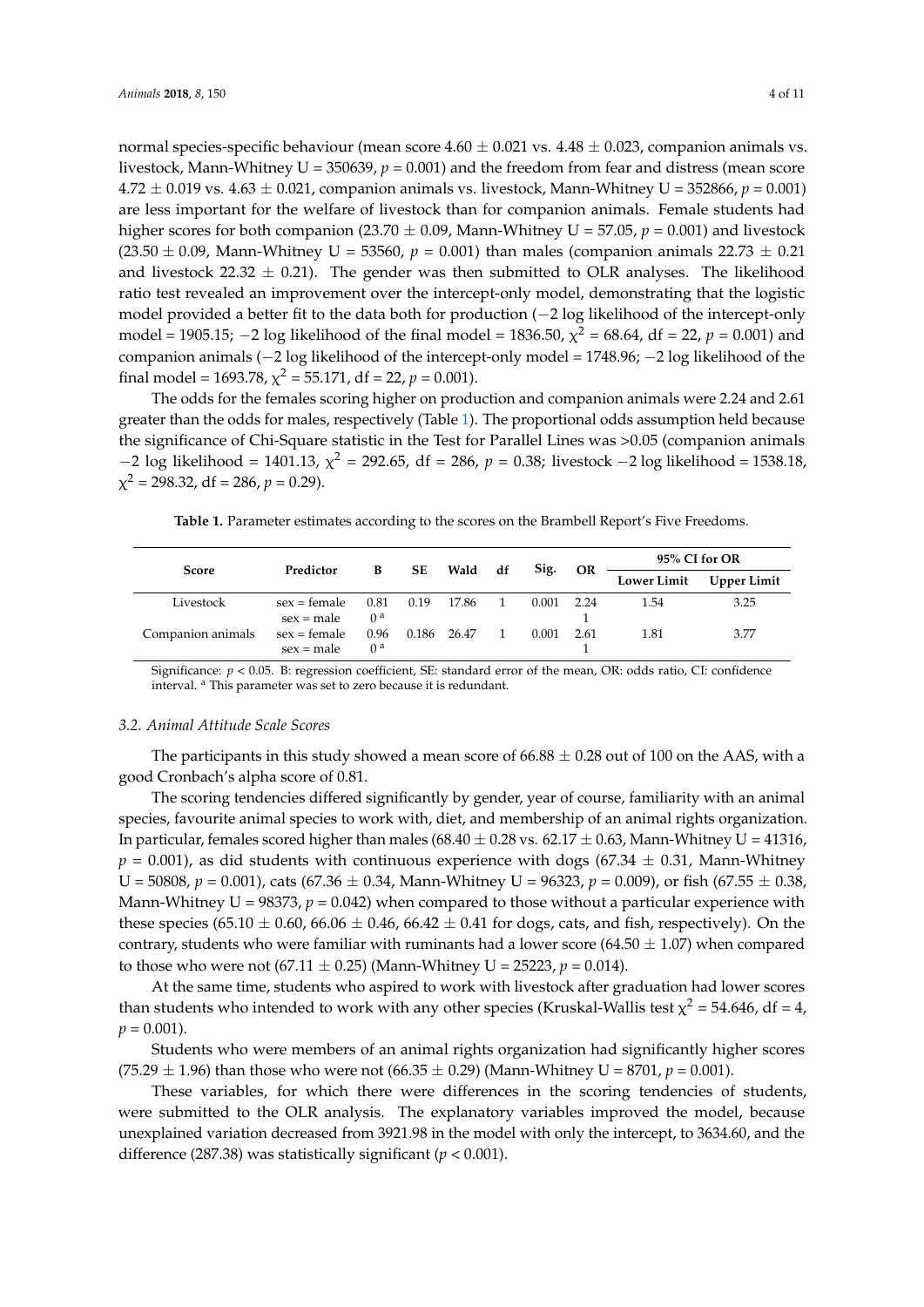normal species-specific behaviour (mean score 4.60 ± 0.021 vs. 4.48 ± 0.023, companion animals vs. livestock, Mann-Whitney U = 350639, $p = 0.001$) and the freedom from fear and distress (mean score 4.72 ± 0.019 vs. 4.63 ± 0.021, companion animals vs. livestock, Mann-Whitney U = 352866, $p = 0.001$) are less important for the welfare of livestock than for companion animals. Female students had higher scores for both companion (23.70 ± 0.09, Mann-Whitney U = 57.05, $p = 0.001$) and livestock (23.50 ± 0.09, Mann-Whitney U = 53560, $p = 0.001$) than males (companion animals 22.73 ± 0.21 and livestock 22.32 ± 0.21). The gender was then submitted to OLR analyses. The likelihood ratio test revealed an improvement over the intercept-only model, demonstrating that the logistic model provided a better fit to the data both for production (−2 log likelihood of the intercept-only model = 1905.15; −2 log likelihood of the final model = 1836.50, $\chi^2 = 68.64$, df = 22, $p = 0.001$) and companion animals (−2 log likelihood of the intercept-only model = 1748.96; −2 log likelihood of the final model = 1693.78, $\chi^2 = 55.171$, df = 22, $p = 0.001$).

The odds for the females scoring higher on production and companion animals were 2.24 and 2.61 greater than the odds for males, respectively (Table 1). The proportional odds assumption held because the significance of Chi-Square statistic in the Test for Parallel Lines was >0.05 (companion animals −2 log likelihood = 1401.13, $\chi^2 = 292.65$, df = 286, $p = 0.38$; livestock −2 log likelihood = 1538.18, $\chi^2 = 298.32$, df = 286, $p = 0.29$).

**Table 1.** Parameter estimates according to the scores on the Brambell Report's Five Freedoms.

| Score | Predictor | B | SE | Wald | df | Sig. | OR | 95% CI for OR | |
|---|---|---|---|---|---|---|---|---|---|
| | | | | | | | | Lower Limit | Upper Limit |
| Livestock | sex = female | 0.81 | 0.19 | 17.86 | 1 | 0.001 | 2.24 | 1.54 | 3.25 |
| | sex = male | 0 [a] | | | | | 1 | | |
| Companion animals | sex = female | 0.96 | 0.186 | 26.47 | 1 | 0.001 | 2.61 | 1.81 | 3.77 |
| | sex = male | 0 [a] | | | | | 1 | | |

Significance: $p < 0.05$. B: regression coefficient, SE: standard error of the mean, OR: odds ratio, CI: confidence interval. [a] This parameter was set to zero because it is redundant.

### 3.2. Animal Attitude Scale Scores

The participants in this study showed a mean score of 66.88 ± 0.28 out of 100 on the AAS, with a good Cronbach's alpha score of 0.81.

The scoring tendencies differed significantly by gender, year of course, familiarity with an animal species, favourite animal species to work with, diet, and membership of an animal rights organization. In particular, females scored higher than males (68.40 ± 0.28 vs. 62.17 ± 0.63, Mann-Whitney U = 41316, $p = 0.001$), as did students with continuous experience with dogs (67.34 ± 0.31, Mann-Whitney U = 50808, $p = 0.001$), cats (67.36 ± 0.34, Mann-Whitney U = 96323, $p = 0.009$), or fish (67.55 ± 0.38, Mann-Whitney U = 98373, $p = 0.042$) when compared to those without a particular experience with these species (65.10 ± 0.60, 66.06 ± 0.46, 66.42 ± 0.41 for dogs, cats, and fish, respectively). On the contrary, students who were familiar with ruminants had a lower score (64.50 ± 1.07) when compared to those who were not (67.11 ± 0.25) (Mann-Whitney U = 25223, $p = 0.014$).

At the same time, students who aspired to work with livestock after graduation had lower scores than students who intended to work with any other species (Kruskal-Wallis test $\chi^2 = 54.646$, df = 4, $p = 0.001$).

Students who were members of an animal rights organization had significantly higher scores (75.29 ± 1.96) than those who were not (66.35 ± 0.29) (Mann-Whitney U = 8701, $p = 0.001$).

These variables, for which there were differences in the scoring tendencies of students, were submitted to the OLR analysis. The explanatory variables improved the model, because unexplained variation decreased from 3921.98 in the model with only the intercept, to 3634.60, and the difference (287.38) was statistically significant ($p < 0.001$).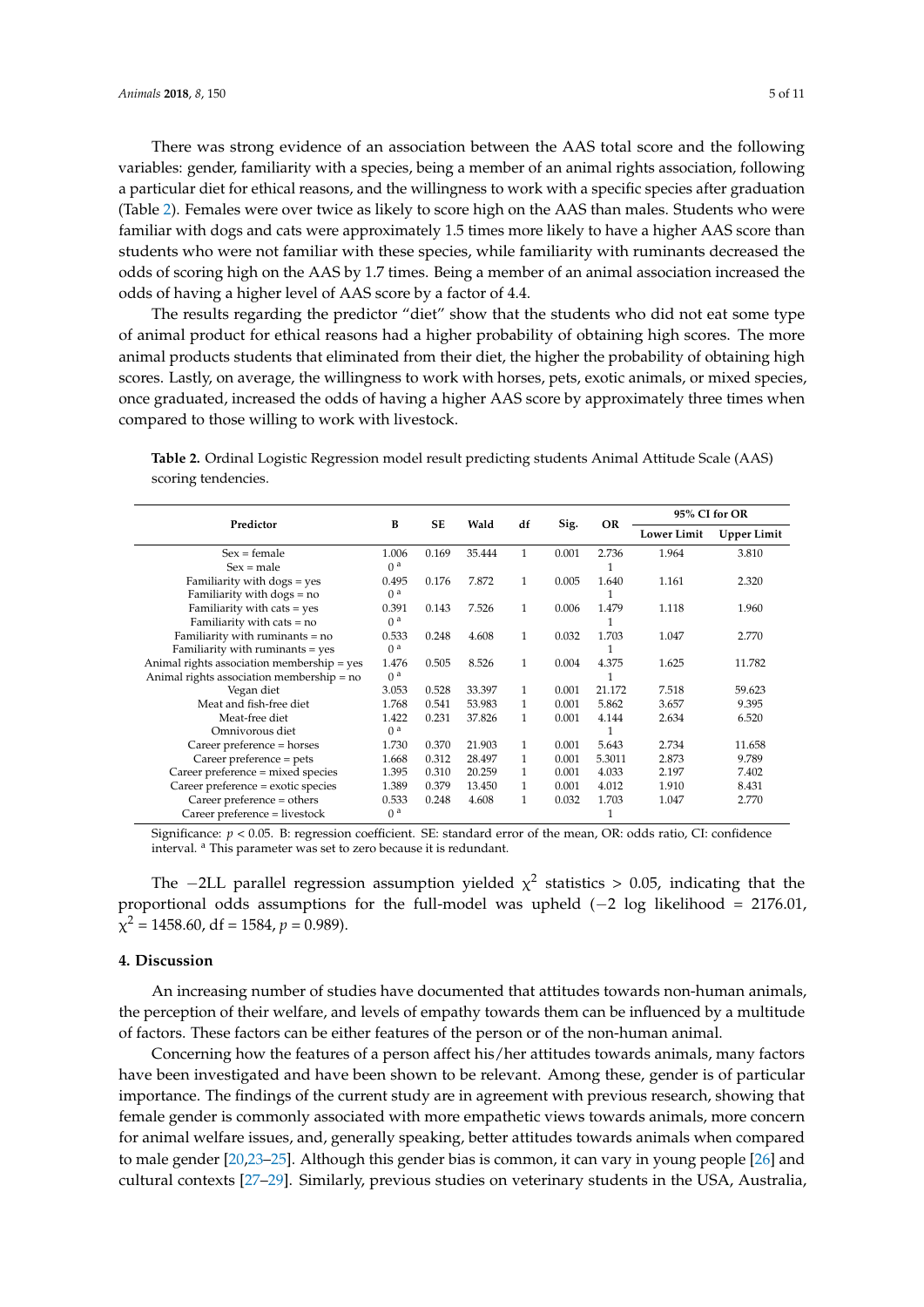There was strong evidence of an association between the AAS total score and the following variables: gender, familiarity with a species, being a member of an animal rights association, following a particular diet for ethical reasons, and the willingness to work with a specific species after graduation (Table 2). Females were over twice as likely to score high on the AAS than males. Students who were familiar with dogs and cats were approximately 1.5 times more likely to have a higher AAS score than students who were not familiar with these species, while familiarity with ruminants decreased the odds of scoring high on the AAS by 1.7 times. Being a member of an animal association increased the odds of having a higher level of AAS score by a factor of 4.4.

The results regarding the predictor "diet" show that the students who did not eat some type of animal product for ethical reasons had a higher probability of obtaining high scores. The more animal products students that eliminated from their diet, the higher the probability of obtaining high scores. Lastly, on average, the willingness to work with horses, pets, exotic animals, or mixed species, once graduated, increased the odds of having a higher AAS score by approximately three times when compared to those willing to work with livestock.

**Table 2.** Ordinal Logistic Regression model result predicting students Animal Attitude Scale (AAS) scoring tendencies.

| Predictor | B | SE | Wald | df | Sig. | OR | 95% CI for OR | |
|---|---|---|---|---|---|---|---|---|
| | | | | | | | Lower Limit | Upper Limit |
| Sex = female | 1.006 | 0.169 | 35.444 | 1 | 0.001 | 2.736 | 1.964 | 3.810 |
| Sex = male | 0 [a] | | | | | 1 | | |
| Familiarity with dogs = yes | 0.495 | 0.176 | 7.872 | 1 | 0.005 | 1.640 | 1.161 | 2.320 |
| Familiarity with dogs = no | 0 [a] | | | | | 1 | | |
| Familiarity with cats = yes | 0.391 | 0.143 | 7.526 | 1 | 0.006 | 1.479 | 1.118 | 1.960 |
| Familiarity with cats = no | 0 [a] | | | | | 1 | | |
| Familiarity with ruminants = no | 0.533 | 0.248 | 4.608 | 1 | 0.032 | 1.703 | 1.047 | 2.770 |
| Familiarity with ruminants = yes | 0 [a] | | | | | 1 | | |
| Animal rights association membership = yes | 1.476 | 0.505 | 8.526 | 1 | 0.004 | 4.375 | 1.625 | 11.782 |
| Animal rights association membership = no | 0 [a] | | | | | 1 | | |
| Vegan diet | 3.053 | 0.528 | 33.397 | 1 | 0.001 | 21.172 | 7.518 | 59.623 |
| Meat and fish-free diet | 1.768 | 0.541 | 53.983 | 1 | 0.001 | 5.862 | 3.657 | 9.395 |
| Meat-free diet | 1.422 | 0.231 | 37.826 | 1 | 0.001 | 4.144 | 2.634 | 6.520 |
| Omnivorous diet | 0 [a] | | | | | 1 | | |
| Career preference = horses | 1.730 | 0.370 | 21.903 | 1 | 0.001 | 5.643 | 2.734 | 11.658 |
| Career preference = pets | 1.668 | 0.312 | 28.497 | 1 | 0.001 | 5.3011 | 2.873 | 9.789 |
| Career preference = mixed species | 1.395 | 0.310 | 20.259 | 1 | 0.001 | 4.033 | 2.197 | 7.402 |
| Career preference = exotic species | 1.389 | 0.379 | 13.450 | 1 | 0.001 | 4.012 | 1.910 | 8.431 |
| Career preference = others | 0.533 | 0.248 | 4.608 | 1 | 0.032 | 1.703 | 1.047 | 2.770 |
| Career preference = livestock | 0 [a] | | | | | 1 | | |

Significance: $p < 0.05$. B: regression coefficient. SE: standard error of the mean, OR: odds ratio, CI: confidence interval. [a] This parameter was set to zero because it is redundant.

The $-2$LL parallel regression assumption yielded $\chi^2$ statistics > 0.05, indicating that the proportional odds assumptions for the full-model was upheld ($-2$ log likelihood = 2176.01, $\chi^2 = 1458.60$, df = 1584, $p = 0.989$).

## 4. Discussion

An increasing number of studies have documented that attitudes towards non-human animals, the perception of their welfare, and levels of empathy towards them can be influenced by a multitude of factors. These factors can be either features of the person or of the non-human animal.

Concerning how the features of a person affect his/her attitudes towards animals, many factors have been investigated and have been shown to be relevant. Among these, gender is of particular importance. The findings of the current study are in agreement with previous research, showing that female gender is commonly associated with more empathetic views towards animals, more concern for animal welfare issues, and, generally speaking, better attitudes towards animals when compared to male gender [20,23–25]. Although this gender bias is common, it can vary in young people [26] and cultural contexts [27–29]. Similarly, previous studies on veterinary students in the USA, Australia,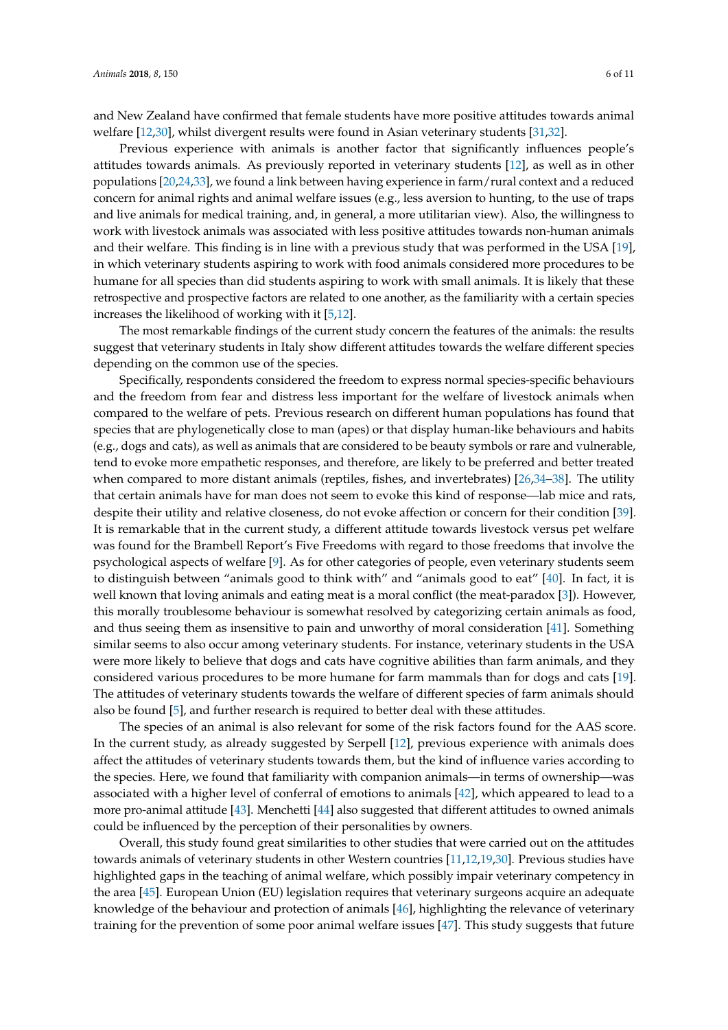and New Zealand have confirmed that female students have more positive attitudes towards animal welfare [12,30], whilst divergent results were found in Asian veterinary students [31,32].

Previous experience with animals is another factor that significantly influences people's attitudes towards animals. As previously reported in veterinary students [12], as well as in other populations [20,24,33], we found a link between having experience in farm/rural context and a reduced concern for animal rights and animal welfare issues (e.g., less aversion to hunting, to the use of traps and live animals for medical training, and, in general, a more utilitarian view). Also, the willingness to work with livestock animals was associated with less positive attitudes towards non-human animals and their welfare. This finding is in line with a previous study that was performed in the USA [19], in which veterinary students aspiring to work with food animals considered more procedures to be humane for all species than did students aspiring to work with small animals. It is likely that these retrospective and prospective factors are related to one another, as the familiarity with a certain species increases the likelihood of working with it [5,12].

The most remarkable findings of the current study concern the features of the animals: the results suggest that veterinary students in Italy show different attitudes towards the welfare different species depending on the common use of the species.

Specifically, respondents considered the freedom to express normal species-specific behaviours and the freedom from fear and distress less important for the welfare of livestock animals when compared to the welfare of pets. Previous research on different human populations has found that species that are phylogenetically close to man (apes) or that display human-like behaviours and habits (e.g., dogs and cats), as well as animals that are considered to be beauty symbols or rare and vulnerable, tend to evoke more empathetic responses, and therefore, are likely to be preferred and better treated when compared to more distant animals (reptiles, fishes, and invertebrates) [26,34–38]. The utility that certain animals have for man does not seem to evoke this kind of response—lab mice and rats, despite their utility and relative closeness, do not evoke affection or concern for their condition [39]. It is remarkable that in the current study, a different attitude towards livestock versus pet welfare was found for the Brambell Report's Five Freedoms with regard to those freedoms that involve the psychological aspects of welfare [9]. As for other categories of people, even veterinary students seem to distinguish between "animals good to think with" and "animals good to eat" [40]. In fact, it is well known that loving animals and eating meat is a moral conflict (the meat-paradox [3]). However, this morally troublesome behaviour is somewhat resolved by categorizing certain animals as food, and thus seeing them as insensitive to pain and unworthy of moral consideration [41]. Something similar seems to also occur among veterinary students. For instance, veterinary students in the USA were more likely to believe that dogs and cats have cognitive abilities than farm animals, and they considered various procedures to be more humane for farm mammals than for dogs and cats [19]. The attitudes of veterinary students towards the welfare of different species of farm animals should also be found [5], and further research is required to better deal with these attitudes.

The species of an animal is also relevant for some of the risk factors found for the AAS score. In the current study, as already suggested by Serpell [12], previous experience with animals does affect the attitudes of veterinary students towards them, but the kind of influence varies according to the species. Here, we found that familiarity with companion animals—in terms of ownership—was associated with a higher level of conferral of emotions to animals [42], which appeared to lead to a more pro-animal attitude [43]. Menchetti [44] also suggested that different attitudes to owned animals could be influenced by the perception of their personalities by owners.

Overall, this study found great similarities to other studies that were carried out on the attitudes towards animals of veterinary students in other Western countries [11,12,19,30]. Previous studies have highlighted gaps in the teaching of animal welfare, which possibly impair veterinary competency in the area [45]. European Union (EU) legislation requires that veterinary surgeons acquire an adequate knowledge of the behaviour and protection of animals [46], highlighting the relevance of veterinary training for the prevention of some poor animal welfare issues [47]. This study suggests that future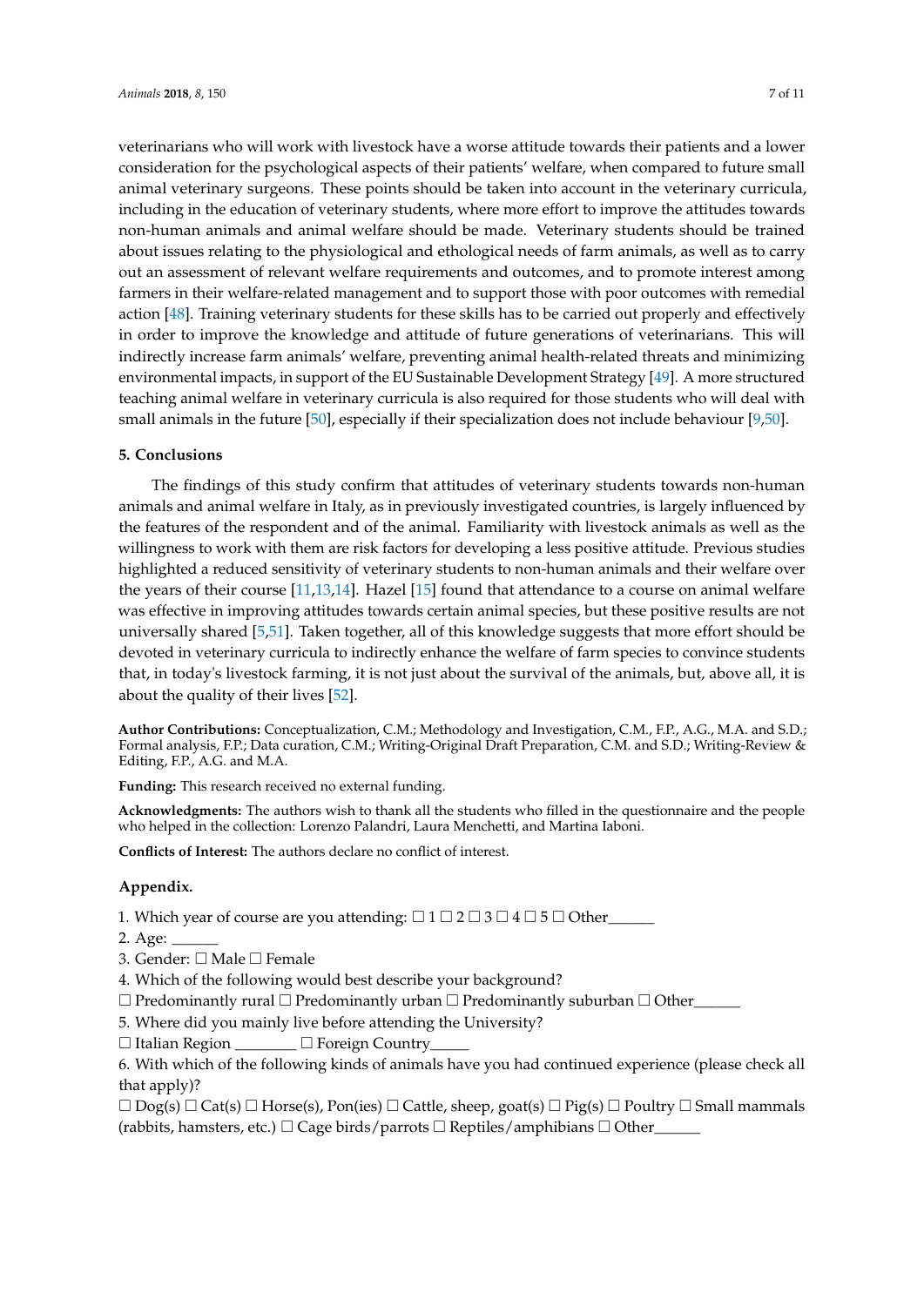veterinarians who will work with livestock have a worse attitude towards their patients and a lower consideration for the psychological aspects of their patients' welfare, when compared to future small animal veterinary surgeons. These points should be taken into account in the veterinary curricula, including in the education of veterinary students, where more effort to improve the attitudes towards non-human animals and animal welfare should be made. Veterinary students should be trained about issues relating to the physiological and ethological needs of farm animals, as well as to carry out an assessment of relevant welfare requirements and outcomes, and to promote interest among farmers in their welfare-related management and to support those with poor outcomes with remedial action [48]. Training veterinary students for these skills has to be carried out properly and effectively in order to improve the knowledge and attitude of future generations of veterinarians. This will indirectly increase farm animals' welfare, preventing animal health-related threats and minimizing environmental impacts, in support of the EU Sustainable Development Strategy [49]. A more structured teaching animal welfare in veterinary curricula is also required for those students who will deal with small animals in the future [50], especially if their specialization does not include behaviour [9,50].

## 5. Conclusions

The findings of this study confirm that attitudes of veterinary students towards non-human animals and animal welfare in Italy, as in previously investigated countries, is largely influenced by the features of the respondent and of the animal. Familiarity with livestock animals as well as the willingness to work with them are risk factors for developing a less positive attitude. Previous studies highlighted a reduced sensitivity of veterinary students to non-human animals and their welfare over the years of their course [11,13,14]. Hazel [15] found that attendance to a course on animal welfare was effective in improving attitudes towards certain animal species, but these positive results are not universally shared [5,51]. Taken together, all of this knowledge suggests that more effort should be devoted in veterinary curricula to indirectly enhance the welfare of farm species to convince students that, in today's livestock farming, it is not just about the survival of the animals, but, above all, it is about the quality of their lives [52].

**Author Contributions:** Conceptualization, C.M.; Methodology and Investigation, C.M., F.P., A.G., M.A. and S.D.; Formal analysis, F.P.; Data curation, C.M.; Writing-Original Draft Preparation, C.M. and S.D.; Writing-Review & Editing, F.P., A.G. and M.A.

**Funding:** This research received no external funding.

**Acknowledgments:** The authors wish to thank all the students who filled in the questionnaire and the people who helped in the collection: Lorenzo Palandri, Laura Menchetti, and Martina Iaboni.

**Conflicts of Interest:** The authors declare no conflict of interest.

## Appendix.

1. Which year of course are you attending: ☐ 1 ☐ 2 ☐ 3 ☐ 4 ☐ 5 ☐ Other______
2. Age: ______
3. Gender: ☐ Male ☐ Female
4. Which of the following would best describe your background?
☐ Predominantly rural ☐ Predominantly urban ☐ Predominantly suburban ☐ Other______
5. Where did you mainly live before attending the University?
☐ Italian Region ________ ☐ Foreign Country_____
6. With which of the following kinds of animals have you had continued experience (please check all that apply)?
☐ Dog(s) ☐ Cat(s) ☐ Horse(s), Pon(ies) ☐ Cattle, sheep, goat(s) ☐ Pig(s) ☐ Poultry ☐ Small mammals (rabbits, hamsters, etc.) ☐ Cage birds/parrots ☐ Reptiles/amphibians ☐ Other______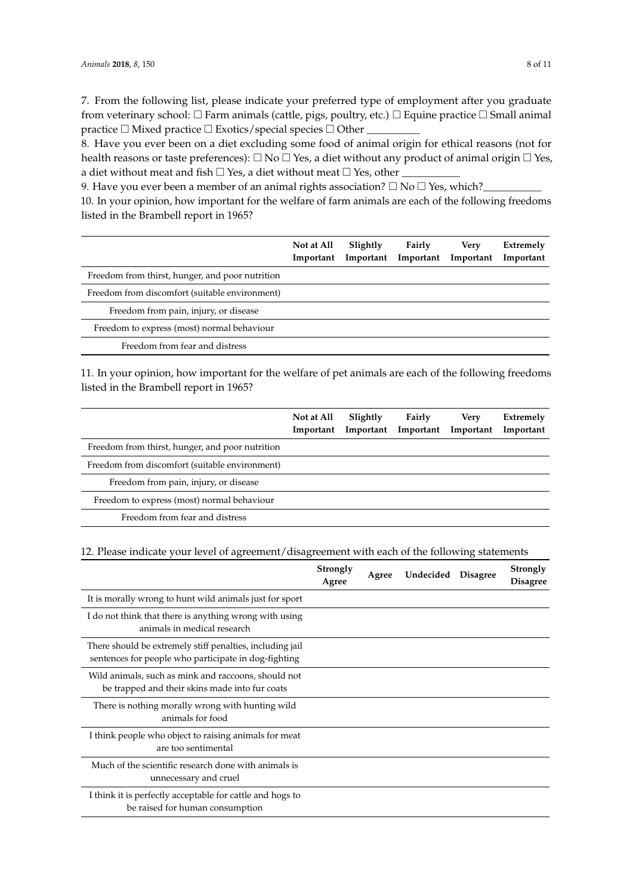7. From the following list, please indicate your preferred type of employment after you graduate from veterinary school: ☐ Farm animals (cattle, pigs, poultry, etc.) ☐ Equine practice ☐ Small animal practice ☐ Mixed practice ☐ Exotics/special species ☐ Other __________

8. Have you ever been on a diet excluding some food of animal origin for ethical reasons (not for health reasons or taste preferences): ☐ No ☐ Yes, a diet without any product of animal origin ☐ Yes, a diet without meat and fish ☐ Yes, a diet without meat ☐ Yes, other ___________

9. Have you ever been a member of an animal rights association? ☐ No ☐ Yes, which?___________

10. In your opinion, how important for the welfare of farm animals are each of the following freedoms listed in the Brambell report in 1965?

| | Not at All Important | Slightly Important | Fairly Important | Very Important | Extremely Important |
|---|---|---|---|---|---|
| Freedom from thirst, hunger, and poor nutrition | | | | | |
| Freedom from discomfort (suitable environment) | | | | | |
| Freedom from pain, injury, or disease | | | | | |
| Freedom to express (most) normal behaviour | | | | | |
| Freedom from fear and distress | | | | | |

11. In your opinion, how important for the welfare of pet animals are each of the following freedoms listed in the Brambell report in 1965?

| | Not at All Important | Slightly Important | Fairly Important | Very Important | Extremely Important |
|---|---|---|---|---|---|
| Freedom from thirst, hunger, and poor nutrition | | | | | |
| Freedom from discomfort (suitable environment) | | | | | |
| Freedom from pain, injury, or disease | | | | | |
| Freedom to express (most) normal behaviour | | | | | |
| Freedom from fear and distress | | | | | |

12. Please indicate your level of agreement/disagreement with each of the following statements

| | Strongly Agree | Agree | Undecided | Disagree | Strongly Disagree |
|---|---|---|---|---|---|
| It is morally wrong to hunt wild animals just for sport | | | | | |
| I do not think that there is anything wrong with using animals in medical research | | | | | |
| There should be extremely stiff penalties, including jail sentences for people who participate in dog-fighting | | | | | |
| Wild animals, such as mink and raccoons, should not be trapped and their skins made into fur coats | | | | | |
| There is nothing morally wrong with hunting wild animals for food | | | | | |
| I think people who object to raising animals for meat are too sentimental | | | | | |
| Much of the scientific research done with animals is unnecessary and cruel | | | | | |
| I think it is perfectly acceptable for cattle and hogs to be raised for human consumption | | | | | |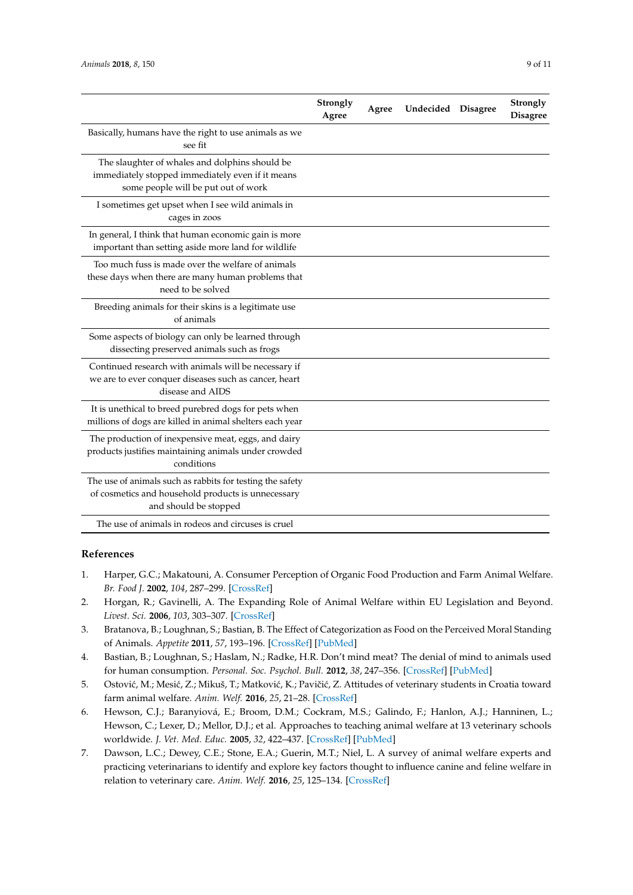| | Strongly Agree | Agree | Undecided | Disagree | Strongly Disagree |
|---|---|---|---|---|---|
| Basically, humans have the right to use animals as we see fit | | | | | |
| The slaughter of whales and dolphins should be immediately stopped immediately even if it means some people will be put out of work | | | | | |
| I sometimes get upset when I see wild animals in cages in zoos | | | | | |
| In general, I think that human economic gain is more important than setting aside more land for wildlife | | | | | |
| Too much fuss is made over the welfare of animals these days when there are many human problems that need to be solved | | | | | |
| Breeding animals for their skins is a legitimate use of animals | | | | | |
| Some aspects of biology can only be learned through dissecting preserved animals such as frogs | | | | | |
| Continued research with animals will be necessary if we are to ever conquer diseases such as cancer, heart disease and AIDS | | | | | |
| It is unethical to breed purebred dogs for pets when millions of dogs are killed in animal shelters each year | | | | | |
| The production of inexpensive meat, eggs, and dairy products justifies maintaining animals under crowded conditions | | | | | |
| The use of animals such as rabbits for testing the safety of cosmetics and household products is unnecessary and should be stopped | | | | | |
| The use of animals in rodeos and circuses is cruel | | | | | |

## References

1. Harper, G.C.; Makatouni, A. Consumer Perception of Organic Food Production and Farm Animal Welfare. *Br. Food J.* **2002**, *104*, 287–299. [CrossRef]
2. Horgan, R.; Gavinelli, A. The Expanding Role of Animal Welfare within EU Legislation and Beyond. *Livest. Sci.* **2006**, *103*, 303–307. [CrossRef]
3. Bratanova, B.; Loughnan, S.; Bastian, B. The Effect of Categorization as Food on the Perceived Moral Standing of Animals. *Appetite* **2011**, *57*, 193–196. [CrossRef] [PubMed]
4. Bastian, B.; Loughnan, S.; Haslam, N.; Radke, H.R. Don't mind meat? The denial of mind to animals used for human consumption. *Personal. Soc. Psychol. Bull.* **2012**, *38*, 247–356. [CrossRef] [PubMed]
5. Ostović, M.; Mesić, Z.; Mikuš, T.; Matković, K.; Pavičić, Z. Attitudes of veterinary students in Croatia toward farm animal welfare. *Anim. Welf.* **2016**, *25*, 21–28. [CrossRef]
6. Hewson, C.J.; Baranyiová, E.; Broom, D.M.; Cockram, M.S.; Galindo, F.; Hanlon, A.J.; Hanninen, L.; Hewson, C.; Lexer, D.; Mellor, D.J.; et al. Approaches to teaching animal welfare at 13 veterinary schools worldwide. *J. Vet. Med. Educ.* **2005**, *32*, 422–437. [CrossRef] [PubMed]
7. Dawson, L.C.; Dewey, C.E.; Stone, E.A.; Guerin, M.T.; Niel, L. A survey of animal welfare experts and practicing veterinarians to identify and explore key factors thought to influence canine and feline welfare in relation to veterinary care. *Anim. Welf.* **2016**, *25*, 125–134. [CrossRef]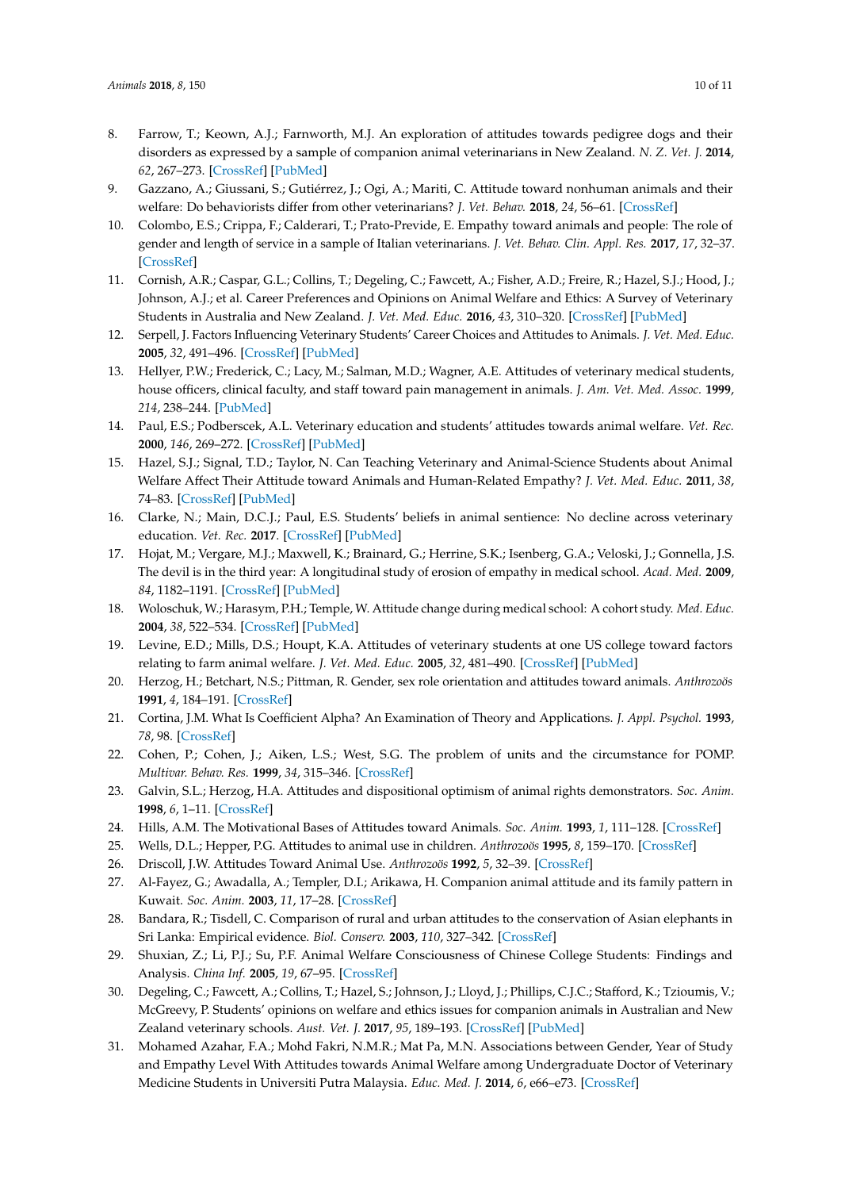8. Farrow, T.; Keown, A.J.; Farnworth, M.J. An exploration of attitudes towards pedigree dogs and their disorders as expressed by a sample of companion animal veterinarians in New Zealand. *N. Z. Vet. J.* **2014**, *62*, 267–273. [CrossRef] [PubMed]
9. Gazzano, A.; Giussani, S.; Gutiérrez, J.; Ogi, A.; Mariti, C. Attitude toward nonhuman animals and their welfare: Do behaviorists differ from other veterinarians? *J. Vet. Behav.* **2018**, *24*, 56–61. [CrossRef]
10. Colombo, E.S.; Crippa, F.; Calderari, T.; Prato-Previde, E. Empathy toward animals and people: The role of gender and length of service in a sample of Italian veterinarians. *J. Vet. Behav. Clin. Appl. Res.* **2017**, *17*, 32–37. [CrossRef]
11. Cornish, A.R.; Caspar, G.L.; Collins, T.; Degeling, C.; Fawcett, A.; Fisher, A.D.; Freire, R.; Hazel, S.J.; Hood, J.; Johnson, A.J.; et al. Career Preferences and Opinions on Animal Welfare and Ethics: A Survey of Veterinary Students in Australia and New Zealand. *J. Vet. Med. Educ.* **2016**, *43*, 310–320. [CrossRef] [PubMed]
12. Serpell, J. Factors Influencing Veterinary Students' Career Choices and Attitudes to Animals. *J. Vet. Med. Educ.* **2005**, *32*, 491–496. [CrossRef] [PubMed]
13. Hellyer, P.W.; Frederick, C.; Lacy, M.; Salman, M.D.; Wagner, A.E. Attitudes of veterinary medical students, house officers, clinical faculty, and staff toward pain management in animals. *J. Am. Vet. Med. Assoc.* **1999**, *214*, 238–244. [PubMed]
14. Paul, E.S.; Podberscek, A.L. Veterinary education and students' attitudes towards animal welfare. *Vet. Rec.* **2000**, *146*, 269–272. [CrossRef] [PubMed]
15. Hazel, S.J.; Signal, T.D.; Taylor, N. Can Teaching Veterinary and Animal-Science Students about Animal Welfare Affect Their Attitude toward Animals and Human-Related Empathy? *J. Vet. Med. Educ.* **2011**, *38*, 74–83. [CrossRef] [PubMed]
16. Clarke, N.; Main, D.C.J.; Paul, E.S. Students' beliefs in animal sentience: No decline across veterinary education. *Vet. Rec.* **2017**. [CrossRef] [PubMed]
17. Hojat, M.; Vergare, M.J.; Maxwell, K.; Brainard, G.; Herrine, S.K.; Isenberg, G.A.; Veloski, J.; Gonnella, J.S. The devil is in the third year: A longitudinal study of erosion of empathy in medical school. *Acad. Med.* **2009**, *84*, 1182–1191. [CrossRef] [PubMed]
18. Woloschuk, W.; Harasym, P.H.; Temple, W. Attitude change during medical school: A cohort study. *Med. Educ.* **2004**, *38*, 522–534. [CrossRef] [PubMed]
19. Levine, E.D.; Mills, D.S.; Houpt, K.A. Attitudes of veterinary students at one US college toward factors relating to farm animal welfare. *J. Vet. Med. Educ.* **2005**, *32*, 481–490. [CrossRef] [PubMed]
20. Herzog, H.; Betchart, N.S.; Pittman, R. Gender, sex role orientation and attitudes toward animals. *Anthrozoös* **1991**, *4*, 184–191. [CrossRef]
21. Cortina, J.M. What Is Coefficient Alpha? An Examination of Theory and Applications. *J. Appl. Psychol.* **1993**, *78*, 98. [CrossRef]
22. Cohen, P.; Cohen, J.; Aiken, L.S.; West, S.G. The problem of units and the circumstance for POMP. *Multivar. Behav. Res.* **1999**, *34*, 315–346. [CrossRef]
23. Galvin, S.L.; Herzog, H.A. Attitudes and dispositional optimism of animal rights demonstrators. *Soc. Anim.* **1998**, *6*, 1–11. [CrossRef]
24. Hills, A.M. The Motivational Bases of Attitudes toward Animals. *Soc. Anim.* **1993**, *1*, 111–128. [CrossRef]
25. Wells, D.L.; Hepper, P.G. Attitudes to animal use in children. *Anthrozoös* **1995**, *8*, 159–170. [CrossRef]
26. Driscoll, J.W. Attitudes Toward Animal Use. *Anthrozoös* **1992**, *5*, 32–39. [CrossRef]
27. Al-Fayez, G.; Awadalla, A.; Templer, D.I.; Arikawa, H. Companion animal attitude and its family pattern in Kuwait. *Soc. Anim.* **2003**, *11*, 17–28. [CrossRef]
28. Bandara, R.; Tisdell, C. Comparison of rural and urban attitudes to the conservation of Asian elephants in Sri Lanka: Empirical evidence. *Biol. Conserv.* **2003**, *110*, 327–342. [CrossRef]
29. Shuxian, Z.; Li, P.J.; Su, P.F. Animal Welfare Consciousness of Chinese College Students: Findings and Analysis. *China Inf.* **2005**, *19*, 67–95. [CrossRef]
30. Degeling, C.; Fawcett, A.; Collins, T.; Hazel, S.; Johnson, J.; Lloyd, J.; Phillips, C.J.C.; Stafford, K.; Tzioumis, V.; McGreevy, P. Students' opinions on welfare and ethics issues for companion animals in Australian and New Zealand veterinary schools. *Aust. Vet. J.* **2017**, *95*, 189–193. [CrossRef] [PubMed]
31. Mohamed Azahar, F.A.; Mohd Fakri, N.M.R.; Mat Pa, M.N. Associations between Gender, Year of Study and Empathy Level With Attitudes towards Animal Welfare among Undergraduate Doctor of Veterinary Medicine Students in Universiti Putra Malaysia. *Educ. Med. J.* **2014**, *6*, e66–e73. [CrossRef]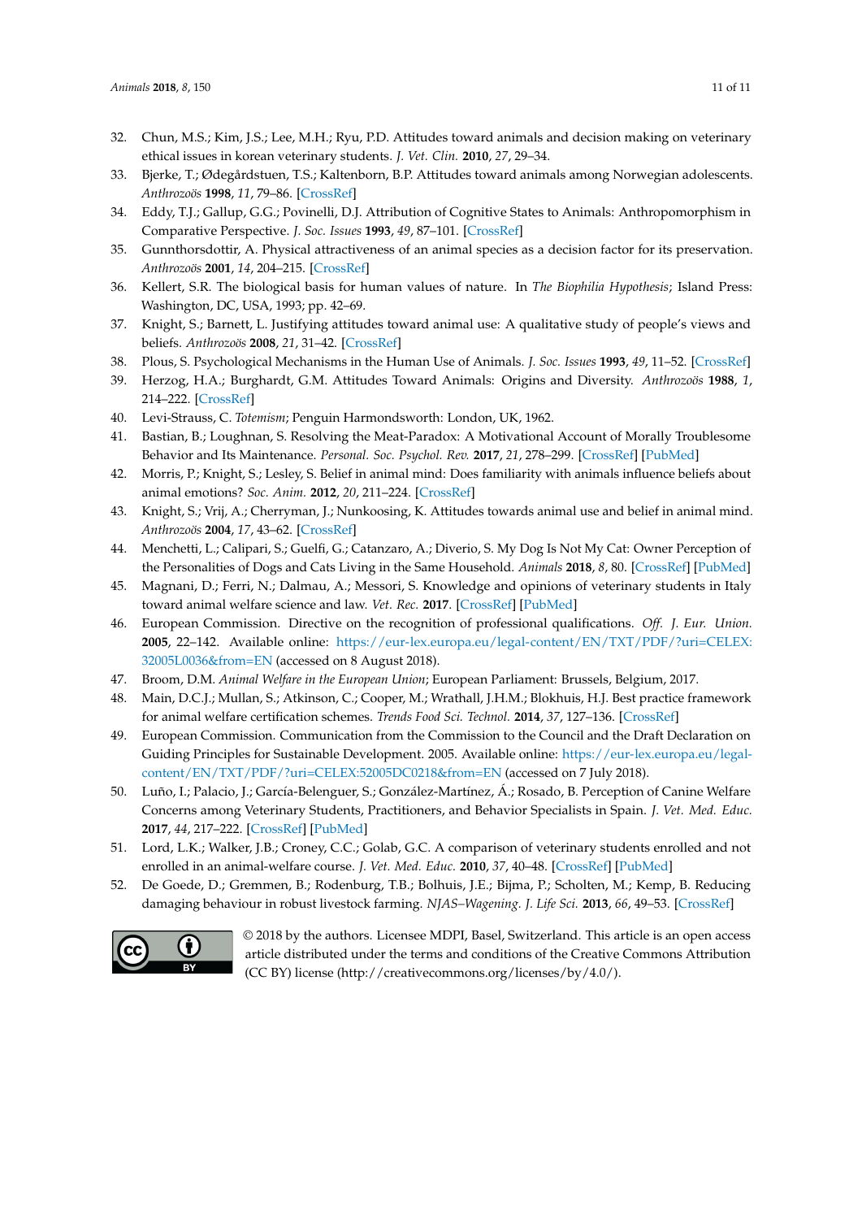32. Chun, M.S.; Kim, J.S.; Lee, M.H.; Ryu, P.D. Attitudes toward animals and decision making on veterinary ethical issues in korean veterinary students. *J. Vet. Clin.* **2010**, *27*, 29–34.
33. Bjerke, T.; Ødegårdstuen, T.S.; Kaltenborn, B.P. Attitudes toward animals among Norwegian adolescents. *Anthrozoös* **1998**, *11*, 79–86. [CrossRef]
34. Eddy, T.J.; Gallup, G.G.; Povinelli, D.J. Attribution of Cognitive States to Animals: Anthropomorphism in Comparative Perspective. *J. Soc. Issues* **1993**, *49*, 87–101. [CrossRef]
35. Gunnthorsdottir, A. Physical attractiveness of an animal species as a decision factor for its preservation. *Anthrozoös* **2001**, *14*, 204–215. [CrossRef]
36. Kellert, S.R. The biological basis for human values of nature. In *The Biophilia Hypothesis*; Island Press: Washington, DC, USA, 1993; pp. 42–69.
37. Knight, S.; Barnett, L. Justifying attitudes toward animal use: A qualitative study of people's views and beliefs. *Anthrozoös* **2008**, *21*, 31–42. [CrossRef]
38. Plous, S. Psychological Mechanisms in the Human Use of Animals. *J. Soc. Issues* **1993**, *49*, 11–52. [CrossRef]
39. Herzog, H.A.; Burghardt, G.M. Attitudes Toward Animals: Origins and Diversity. *Anthrozoös* **1988**, *1*, 214–222. [CrossRef]
40. Levi-Strauss, C. *Totemism*; Penguin Harmondsworth: London, UK, 1962.
41. Bastian, B.; Loughnan, S. Resolving the Meat-Paradox: A Motivational Account of Morally Troublesome Behavior and Its Maintenance. *Personal. Soc. Psychol. Rev.* **2017**, *21*, 278–299. [CrossRef] [PubMed]
42. Morris, P.; Knight, S.; Lesley, S. Belief in animal mind: Does familiarity with animals influence beliefs about animal emotions? *Soc. Anim.* **2012**, *20*, 211–224. [CrossRef]
43. Knight, S.; Vrij, A.; Cherryman, J.; Nunkoosing, K. Attitudes towards animal use and belief in animal mind. *Anthrozoös* **2004**, *17*, 43–62. [CrossRef]
44. Menchetti, L.; Calipari, S.; Guelfi, G.; Catanzaro, A.; Diverio, S. My Dog Is Not My Cat: Owner Perception of the Personalities of Dogs and Cats Living in the Same Household. *Animals* **2018**, *8*, 80. [CrossRef] [PubMed]
45. Magnani, D.; Ferri, N.; Dalmau, A.; Messori, S. Knowledge and opinions of veterinary students in Italy toward animal welfare science and law. *Vet. Rec.* **2017**. [CrossRef] [PubMed]
46. European Commission. Directive on the recognition of professional qualifications. *Off. J. Eur. Union.* **2005**, 22–142. Available online: https://eur-lex.europa.eu/legal-content/EN/TXT/PDF/?uri=CELEX:32005L0036&from=EN (accessed on 8 August 2018).
47. Broom, D.M. *Animal Welfare in the European Union*; European Parliament: Brussels, Belgium, 2017.
48. Main, D.C.J.; Mullan, S.; Atkinson, C.; Cooper, M.; Wrathall, J.H.M.; Blokhuis, H.J. Best practice framework for animal welfare certification schemes. *Trends Food Sci. Technol.* **2014**, *37*, 127–136. [CrossRef]
49. European Commission. Communication from the Commission to the Council and the Draft Declaration on Guiding Principles for Sustainable Development. 2005. Available online: https://eur-lex.europa.eu/legal-content/EN/TXT/PDF/?uri=CELEX:52005DC0218&from=EN (accessed on 7 July 2018).
50. Luño, I.; Palacio, J.; García-Belenguer, S.; González-Martínez, Á.; Rosado, B. Perception of Canine Welfare Concerns among Veterinary Students, Practitioners, and Behavior Specialists in Spain. *J. Vet. Med. Educ.* **2017**, *44*, 217–222. [CrossRef] [PubMed]
51. Lord, L.K.; Walker, J.B.; Croney, C.C.; Golab, G.C. A comparison of veterinary students enrolled and not enrolled in an animal-welfare course. *J. Vet. Med. Educ.* **2010**, *37*, 40–48. [CrossRef] [PubMed]
52. De Goede, D.; Gremmen, B.; Rodenburg, T.B.; Bolhuis, J.E.; Bijma, P.; Scholten, M.; Kemp, B. Reducing damaging behaviour in robust livestock farming. *NJAS–Wagening. J. Life Sci.* **2013**, *66*, 49–53. [CrossRef]

© 2018 by the authors. Licensee MDPI, Basel, Switzerland. This article is an open access article distributed under the terms and conditions of the Creative Commons Attribution (CC BY) license (http://creativecommons.org/licenses/by/4.0/).